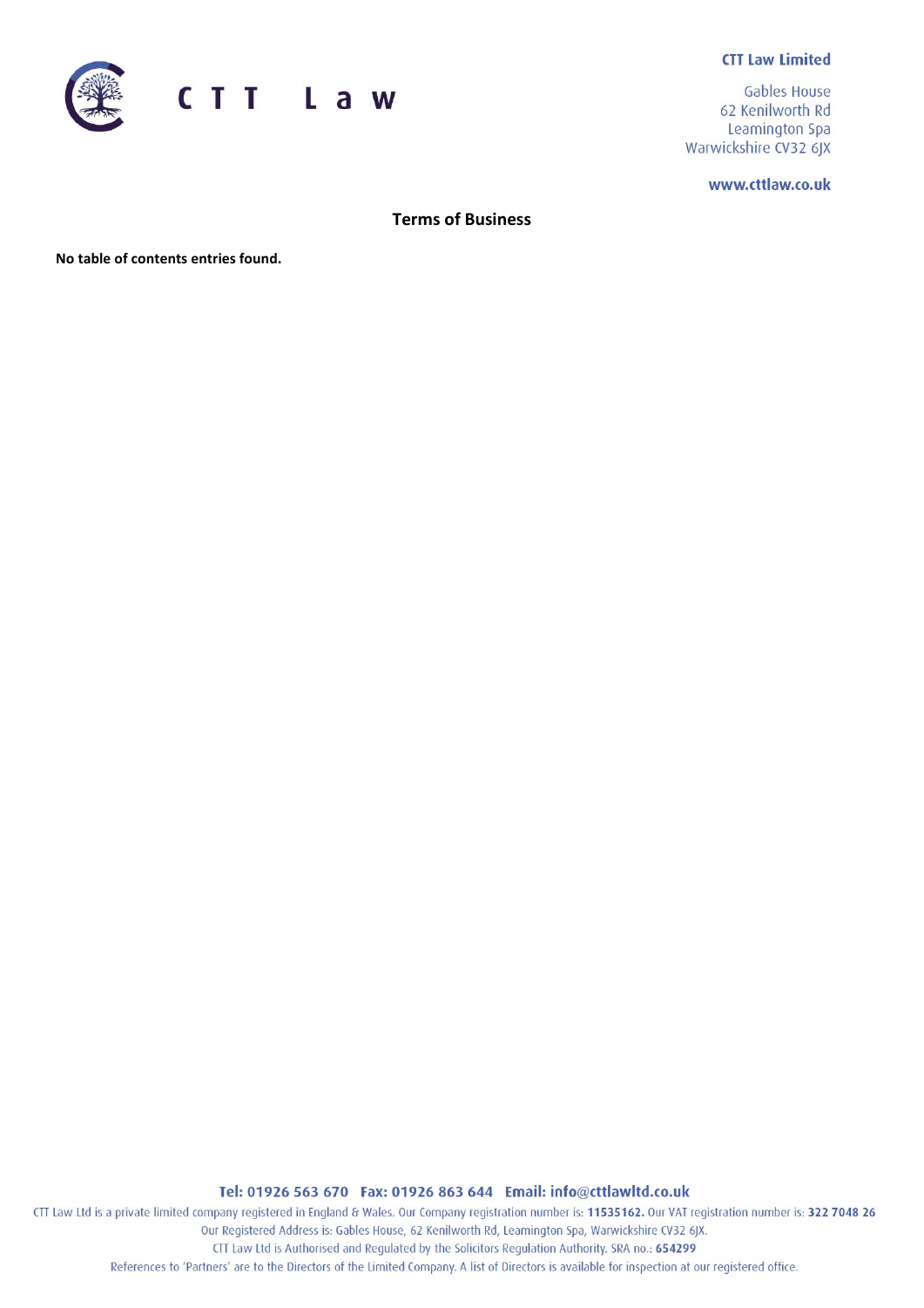**CTT Law Limited**

Gables House
62 Kenilworth Rd
Leamington Spa
Warwickshire CV32 6JX

**www.cttlaw.co.uk**

# Terms of Business

**No table of contents entries found.**

**Tel: 01926 563 670 Fax: 01926 863 644 Email: info@cttlawltd.co.uk**

CTT Law Ltd is a private limited company registered in England & Wales. Our Company registration number is: **11535162.** Our VAT registration number is: **322 7048 26**
Our Registered Address is: Gables House, 62 Kenilworth Rd, Leamington Spa, Warwickshire CV32 6JX.
CTT Law Ltd is Authorised and Regulated by the Solicitors Regulation Authority. SRA no.: **654299**
References to 'Partners' are to the Directors of the Limited Company. A list of Directors is available for inspection at our registered office.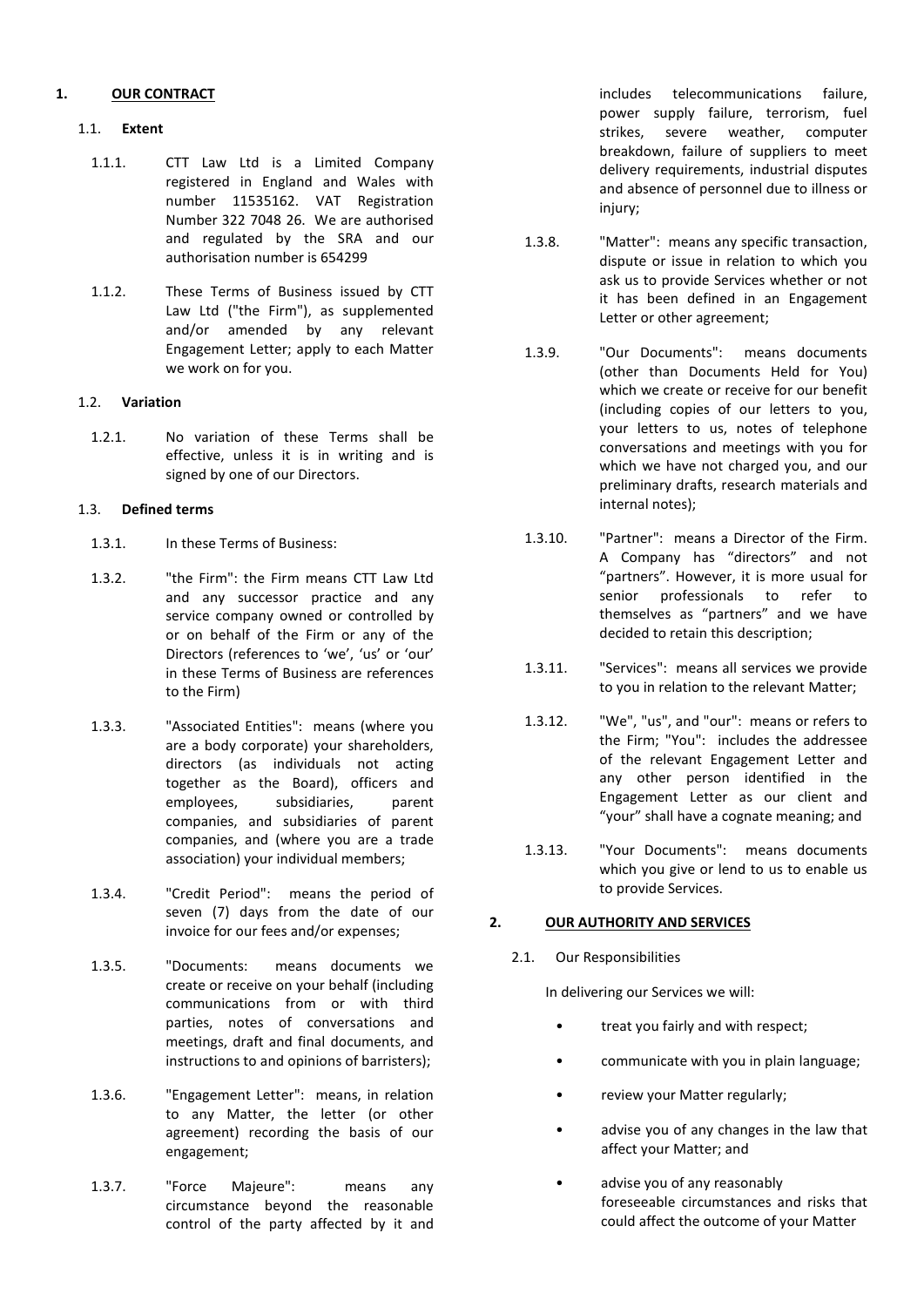## 1. OUR CONTRACT

### 1.1. Extent

1.1.1. CTT Law Ltd is a Limited Company registered in England and Wales with number 11535162. VAT Registration Number 322 7048 26. We are authorised and regulated by the SRA and our authorisation number is 654299

1.1.2. These Terms of Business issued by CTT Law Ltd ("the Firm"), as supplemented and/or amended by any relevant Engagement Letter; apply to each Matter we work on for you.

### 1.2. Variation

1.2.1. No variation of these Terms shall be effective, unless it is in writing and is signed by one of our Directors.

### 1.3. Defined terms

1.3.1. In these Terms of Business:

1.3.2. "the Firm": the Firm means CTT Law Ltd and any successor practice and any service company owned or controlled by or on behalf of the Firm or any of the Directors (references to 'we', 'us' or 'our' in these Terms of Business are references to the Firm)

1.3.3. "Associated Entities": means (where you are a body corporate) your shareholders, directors (as individuals not acting together as the Board), officers and employees, subsidiaries, parent companies, and subsidiaries of parent companies, and (where you are a trade association) your individual members;

1.3.4. "Credit Period": means the period of seven (7) days from the date of our invoice for our fees and/or expenses;

1.3.5. "Documents: means documents we create or receive on your behalf (including communications from or with third parties, notes of conversations and meetings, draft and final documents, and instructions to and opinions of barristers);

1.3.6. "Engagement Letter": means, in relation to any Matter, the letter (or other agreement) recording the basis of our engagement;

1.3.7. "Force Majeure": means any circumstance beyond the reasonable control of the party affected by it and includes telecommunications failure, power supply failure, terrorism, fuel strikes, severe weather, computer breakdown, failure of suppliers to meet delivery requirements, industrial disputes and absence of personnel due to illness or injury;

1.3.8. "Matter": means any specific transaction, dispute or issue in relation to which you ask us to provide Services whether or not it has been defined in an Engagement Letter or other agreement;

1.3.9. "Our Documents": means documents (other than Documents Held for You) which we create or receive for our benefit (including copies of our letters to you, your letters to us, notes of telephone conversations and meetings with you for which we have not charged you, and our preliminary drafts, research materials and internal notes);

1.3.10. "Partner": means a Director of the Firm. A Company has "directors" and not "partners". However, it is more usual for senior professionals to refer to themselves as "partners" and we have decided to retain this description;

1.3.11. "Services": means all services we provide to you in relation to the relevant Matter;

1.3.12. "We", "us", and "our": means or refers to the Firm; "You": includes the addressee of the relevant Engagement Letter and any other person identified in the Engagement Letter as our client and "your" shall have a cognate meaning; and

1.3.13. "Your Documents": means documents which you give or lend to us to enable us to provide Services.

## 2. OUR AUTHORITY AND SERVICES

2.1. Our Responsibilities

In delivering our Services we will:

- treat you fairly and with respect;
- communicate with you in plain language;
- review your Matter regularly;
- advise you of any changes in the law that affect your Matter; and
- advise you of any reasonably foreseeable circumstances and risks that could affect the outcome of your Matter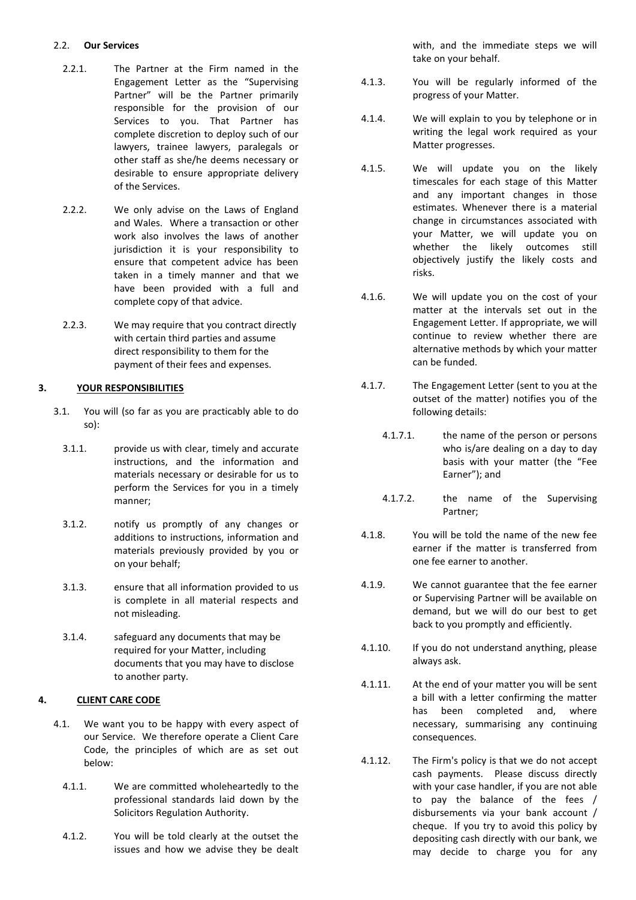### 2.2. **Our Services**

2.2.1. The Partner at the Firm named in the Engagement Letter as the "Supervising Partner" will be the Partner primarily responsible for the provision of our Services to you. That Partner has complete discretion to deploy such of our lawyers, trainee lawyers, paralegals or other staff as she/he deems necessary or desirable to ensure appropriate delivery of the Services.

2.2.2. We only advise on the Laws of England and Wales. Where a transaction or other work also involves the laws of another jurisdiction it is your responsibility to ensure that competent advice has been taken in a timely manner and that we have been provided with a full and complete copy of that advice.

2.2.3. We may require that you contract directly with certain third parties and assume direct responsibility to them for the payment of their fees and expenses.

## 3. YOUR RESPONSIBILITIES

3.1. You will (so far as you are practicably able to do so):

3.1.1. provide us with clear, timely and accurate instructions, and the information and materials necessary or desirable for us to perform the Services for you in a timely manner;

3.1.2. notify us promptly of any changes or additions to instructions, information and materials previously provided by you or on your behalf;

3.1.3. ensure that all information provided to us is complete in all material respects and not misleading.

3.1.4. safeguard any documents that may be required for your Matter, including documents that you may have to disclose to another party.

## 4. CLIENT CARE CODE

4.1. We want you to be happy with every aspect of our Service. We therefore operate a Client Care Code, the principles of which are as set out below:

4.1.1. We are committed wholeheartedly to the professional standards laid down by the Solicitors Regulation Authority.

4.1.2. You will be told clearly at the outset the issues and how we advise they be dealt with, and the immediate steps we will take on your behalf.

4.1.3. You will be regularly informed of the progress of your Matter.

4.1.4. We will explain to you by telephone or in writing the legal work required as your Matter progresses.

4.1.5. We will update you on the likely timescales for each stage of this Matter and any important changes in those estimates. Whenever there is a material change in circumstances associated with your Matter, we will update you on whether the likely outcomes still objectively justify the likely costs and risks.

4.1.6. We will update you on the cost of your matter at the intervals set out in the Engagement Letter. If appropriate, we will continue to review whether there are alternative methods by which your matter can be funded.

4.1.7. The Engagement Letter (sent to you at the outset of the matter) notifies you of the following details:

4.1.7.1. the name of the person or persons who is/are dealing on a day to day basis with your matter (the "Fee Earner"); and

4.1.7.2. the name of the Supervising Partner;

4.1.8. You will be told the name of the new fee earner if the matter is transferred from one fee earner to another.

4.1.9. We cannot guarantee that the fee earner or Supervising Partner will be available on demand, but we will do our best to get back to you promptly and efficiently.

4.1.10. If you do not understand anything, please always ask.

4.1.11. At the end of your matter you will be sent a bill with a letter confirming the matter has been completed and, where necessary, summarising any continuing consequences.

4.1.12. The Firm's policy is that we do not accept cash payments. Please discuss directly with your case handler, if you are not able to pay the balance of the fees / disbursements via your bank account / cheque. If you try to avoid this policy by depositing cash directly with our bank, we may decide to charge you for any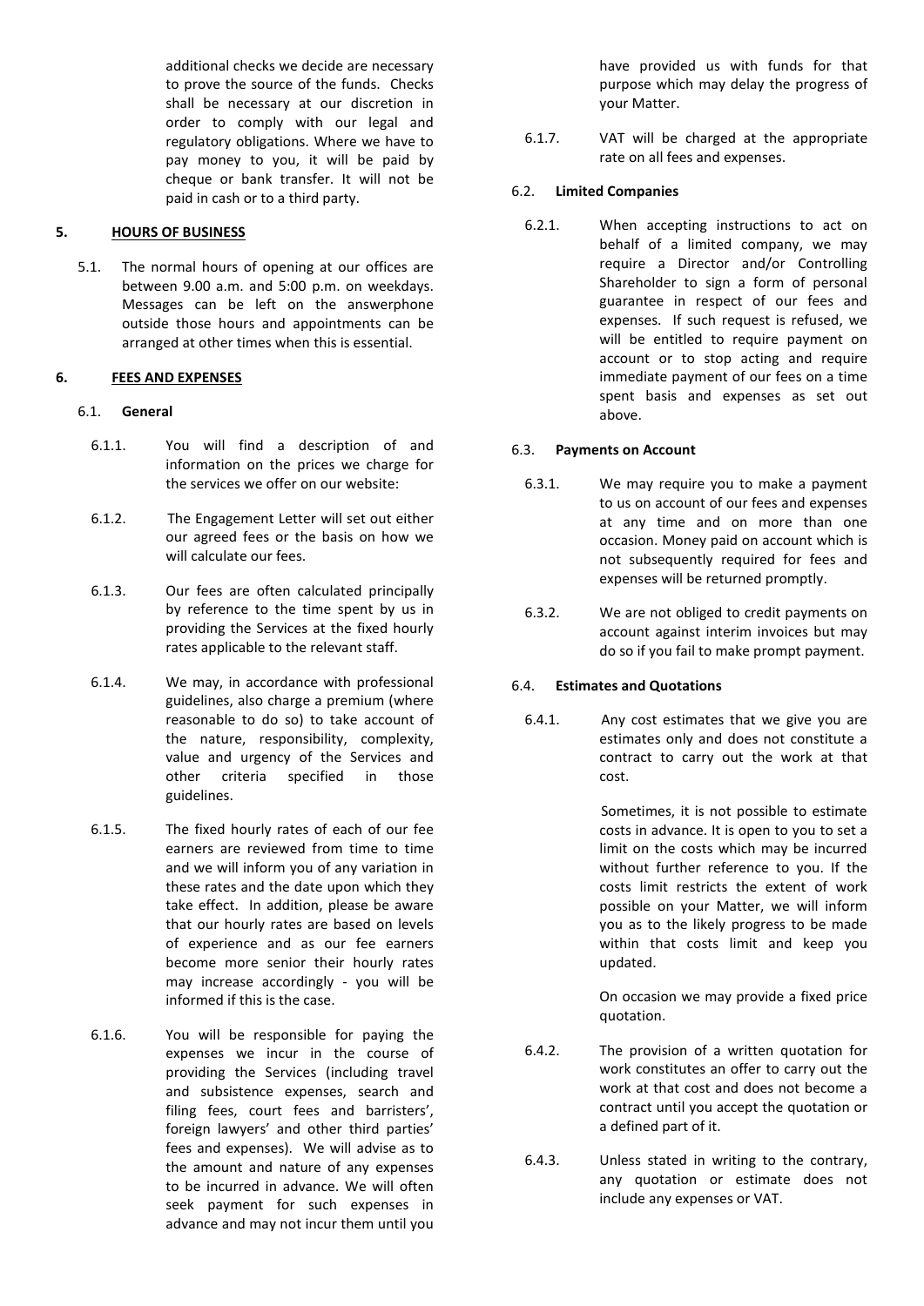additional checks we decide are necessary to prove the source of the funds. Checks shall be necessary at our discretion in order to comply with our legal and regulatory obligations. Where we have to pay money to you, it will be paid by cheque or bank transfer. It will not be paid in cash or to a third party.

## 5. HOURS OF BUSINESS

5.1. The normal hours of opening at our offices are between 9.00 a.m. and 5:00 p.m. on weekdays. Messages can be left on the answerphone outside those hours and appointments can be arranged at other times when this is essential.

## 6. FEES AND EXPENSES

### 6.1. General

6.1.1. You will find a description of and information on the prices we charge for the services we offer on our website:

6.1.2. The Engagement Letter will set out either our agreed fees or the basis on how we will calculate our fees.

6.1.3. Our fees are often calculated principally by reference to the time spent by us in providing the Services at the fixed hourly rates applicable to the relevant staff.

6.1.4. We may, in accordance with professional guidelines, also charge a premium (where reasonable to do so) to take account of the nature, responsibility, complexity, value and urgency of the Services and other criteria specified in those guidelines.

6.1.5. The fixed hourly rates of each of our fee earners are reviewed from time to time and we will inform you of any variation in these rates and the date upon which they take effect. In addition, please be aware that our hourly rates are based on levels of experience and as our fee earners become more senior their hourly rates may increase accordingly - you will be informed if this is the case.

6.1.6. You will be responsible for paying the expenses we incur in the course of providing the Services (including travel and subsistence expenses, search and filing fees, court fees and barristers', foreign lawyers' and other third parties' fees and expenses). We will advise as to the amount and nature of any expenses to be incurred in advance. We will often seek payment for such expenses in advance and may not incur them until you have provided us with funds for that purpose which may delay the progress of your Matter.

6.1.7. VAT will be charged at the appropriate rate on all fees and expenses.

### 6.2. Limited Companies

6.2.1. When accepting instructions to act on behalf of a limited company, we may require a Director and/or Controlling Shareholder to sign a form of personal guarantee in respect of our fees and expenses. If such request is refused, we will be entitled to require payment on account or to stop acting and require immediate payment of our fees on a time spent basis and expenses as set out above.

### 6.3. Payments on Account

6.3.1. We may require you to make a payment to us on account of our fees and expenses at any time and on more than one occasion. Money paid on account which is not subsequently required for fees and expenses will be returned promptly.

6.3.2. We are not obliged to credit payments on account against interim invoices but may do so if you fail to make prompt payment.

### 6.4. Estimates and Quotations

6.4.1. Any cost estimates that we give you are estimates only and does not constitute a contract to carry out the work at that cost.

Sometimes, it is not possible to estimate costs in advance. It is open to you to set a limit on the costs which may be incurred without further reference to you. If the costs limit restricts the extent of work possible on your Matter, we will inform you as to the likely progress to be made within that costs limit and keep you updated.

On occasion we may provide a fixed price quotation.

6.4.2. The provision of a written quotation for work constitutes an offer to carry out the work at that cost and does not become a contract until you accept the quotation or a defined part of it.

6.4.3. Unless stated in writing to the contrary, any quotation or estimate does not include any expenses or VAT.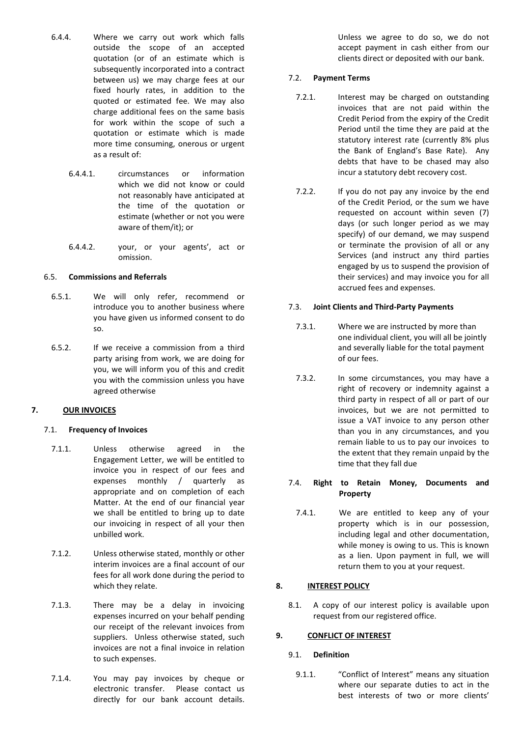6.4.4. Where we carry out work which falls outside the scope of an accepted quotation (or of an estimate which is subsequently incorporated into a contract between us) we may charge fees at our fixed hourly rates, in addition to the quoted or estimated fee. We may also charge additional fees on the same basis for work within the scope of such a quotation or estimate which is made more time consuming, onerous or urgent as a result of:

6.4.4.1. circumstances or information which we did not know or could not reasonably have anticipated at the time of the quotation or estimate (whether or not you were aware of them/it); or

6.4.4.2. your, or your agents', act or omission.

6.5. **Commissions and Referrals**

6.5.1. We will only refer, recommend or introduce you to another business where you have given us informed consent to do so.

6.5.2. If we receive a commission from a third party arising from work, we are doing for you, we will inform you of this and credit you with the commission unless you have agreed otherwise

## 7. OUR INVOICES

7.1. **Frequency of Invoices**

7.1.1. Unless otherwise agreed in the Engagement Letter, we will be entitled to invoice you in respect of our fees and expenses monthly / quarterly as appropriate and on completion of each Matter. At the end of our financial year we shall be entitled to bring up to date our invoicing in respect of all your then unbilled work.

7.1.2. Unless otherwise stated, monthly or other interim invoices are a final account of our fees for all work done during the period to which they relate.

7.1.3. There may be a delay in invoicing expenses incurred on your behalf pending our receipt of the relevant invoices from suppliers. Unless otherwise stated, such invoices are not a final invoice in relation to such expenses.

7.1.4. You may pay invoices by cheque or electronic transfer. Please contact us directly for our bank account details. Unless we agree to do so, we do not accept payment in cash either from our clients direct or deposited with our bank.

7.2. **Payment Terms**

7.2.1. Interest may be charged on outstanding invoices that are not paid within the Credit Period from the expiry of the Credit Period until the time they are paid at the statutory interest rate (currently 8% plus the Bank of England's Base Rate). Any debts that have to be chased may also incur a statutory debt recovery cost.

7.2.2. If you do not pay any invoice by the end of the Credit Period, or the sum we have requested on account within seven (7) days (or such longer period as we may specify) of our demand, we may suspend or terminate the provision of all or any Services (and instruct any third parties engaged by us to suspend the provision of their services) and may invoice you for all accrued fees and expenses.

7.3. **Joint Clients and Third-Party Payments**

7.3.1. Where we are instructed by more than one individual client, you will all be jointly and severally liable for the total payment of our fees.

7.3.2. In some circumstances, you may have a right of recovery or indemnity against a third party in respect of all or part of our invoices, but we are not permitted to issue a VAT invoice to any person other than you in any circumstances, and you remain liable to us to pay our invoices to the extent that they remain unpaid by the time that they fall due

7.4. **Right to Retain Money, Documents and Property**

7.4.1. We are entitled to keep any of your property which is in our possession, including legal and other documentation, while money is owing to us. This is known as a lien. Upon payment in full, we will return them to you at your request.

## 8. INTEREST POLICY

8.1. A copy of our interest policy is available upon request from our registered office.

## 9. CONFLICT OF INTEREST

9.1. **Definition**

9.1.1. "Conflict of Interest" means any situation where our separate duties to act in the best interests of two or more clients'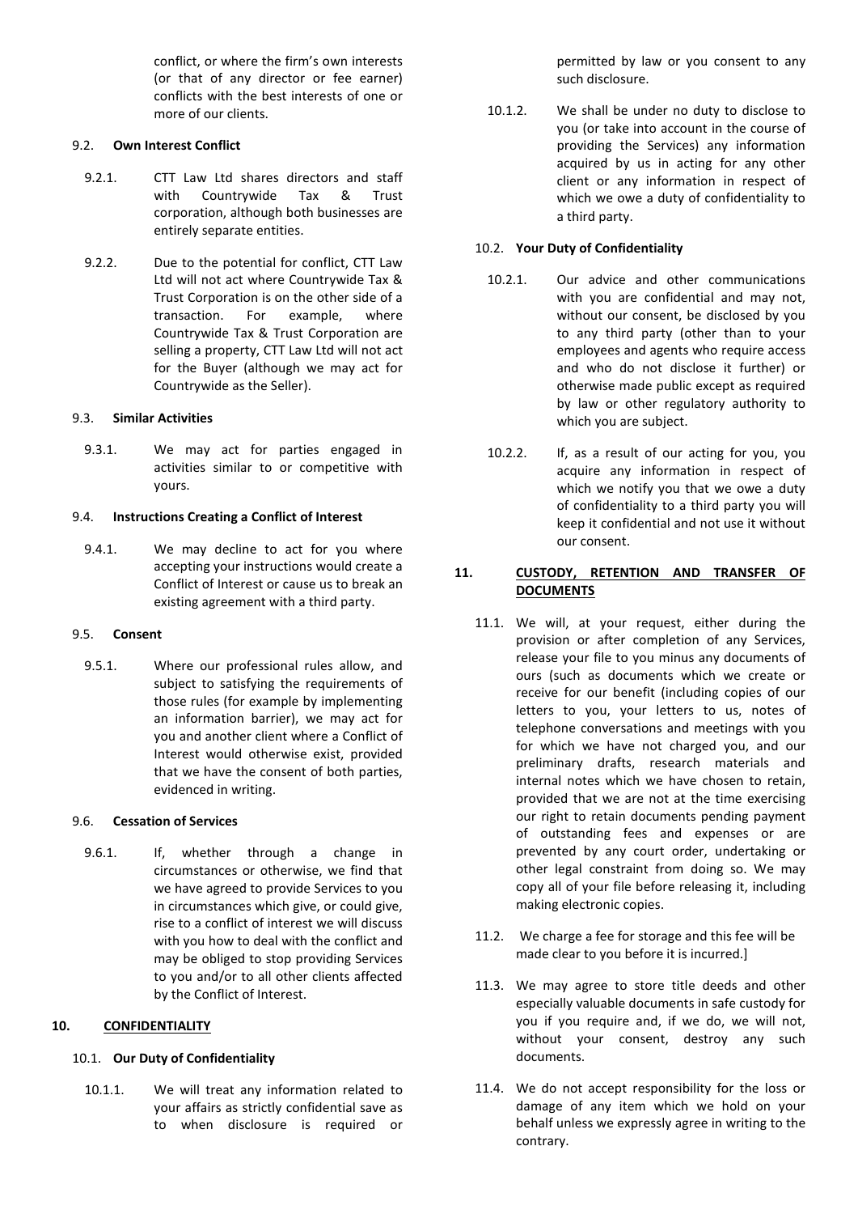conflict, or where the firm's own interests (or that of any director or fee earner) conflicts with the best interests of one or more of our clients.

9.2. **Own Interest Conflict**

9.2.1. CTT Law Ltd shares directors and staff with Countrywide Tax & Trust corporation, although both businesses are entirely separate entities.

9.2.2. Due to the potential for conflict, CTT Law Ltd will not act where Countrywide Tax & Trust Corporation is on the other side of a transaction. For example, where Countrywide Tax & Trust Corporation are selling a property, CTT Law Ltd will not act for the Buyer (although we may act for Countrywide as the Seller).

9.3. **Similar Activities**

9.3.1. We may act for parties engaged in activities similar to or competitive with yours.

9.4. **Instructions Creating a Conflict of Interest**

9.4.1. We may decline to act for you where accepting your instructions would create a Conflict of Interest or cause us to break an existing agreement with a third party.

9.5. **Consent**

9.5.1. Where our professional rules allow, and subject to satisfying the requirements of those rules (for example by implementing an information barrier), we may act for you and another client where a Conflict of Interest would otherwise exist, provided that we have the consent of both parties, evidenced in writing.

9.6. **Cessation of Services**

9.6.1. If, whether through a change in circumstances or otherwise, we find that we have agreed to provide Services to you in circumstances which give, or could give, rise to a conflict of interest we will discuss with you how to deal with the conflict and may be obliged to stop providing Services to you and/or to all other clients affected by the Conflict of Interest.

## 10. CONFIDENTIALITY

10.1. **Our Duty of Confidentiality**

10.1.1. We will treat any information related to your affairs as strictly confidential save as to when disclosure is required or permitted by law or you consent to any such disclosure.

10.1.2. We shall be under no duty to disclose to you (or take into account in the course of providing the Services) any information acquired by us in acting for any other client or any information in respect of which we owe a duty of confidentiality to a third party.

10.2. **Your Duty of Confidentiality**

10.2.1. Our advice and other communications with you are confidential and may not, without our consent, be disclosed by you to any third party (other than to your employees and agents who require access and who do not disclose it further) or otherwise made public except as required by law or other regulatory authority to which you are subject.

10.2.2. If, as a result of our acting for you, you acquire any information in respect of which we notify you that we owe a duty of confidentiality to a third party you will keep it confidential and not use it without our consent.

## 11. CUSTODY, RETENTION AND TRANSFER OF DOCUMENTS

11.1. We will, at your request, either during the provision or after completion of any Services, release your file to you minus any documents of ours (such as documents which we create or receive for our benefit (including copies of our letters to you, your letters to us, notes of telephone conversations and meetings with you for which we have not charged you, and our preliminary drafts, research materials and internal notes which we have chosen to retain, provided that we are not at the time exercising our right to retain documents pending payment of outstanding fees and expenses or are prevented by any court order, undertaking or other legal constraint from doing so. We may copy all of your file before releasing it, including making electronic copies.

11.2. We charge a fee for storage and this fee will be made clear to you before it is incurred.]

11.3. We may agree to store title deeds and other especially valuable documents in safe custody for you if you require and, if we do, we will not, without your consent, destroy any such documents.

11.4. We do not accept responsibility for the loss or damage of any item which we hold on your behalf unless we expressly agree in writing to the contrary.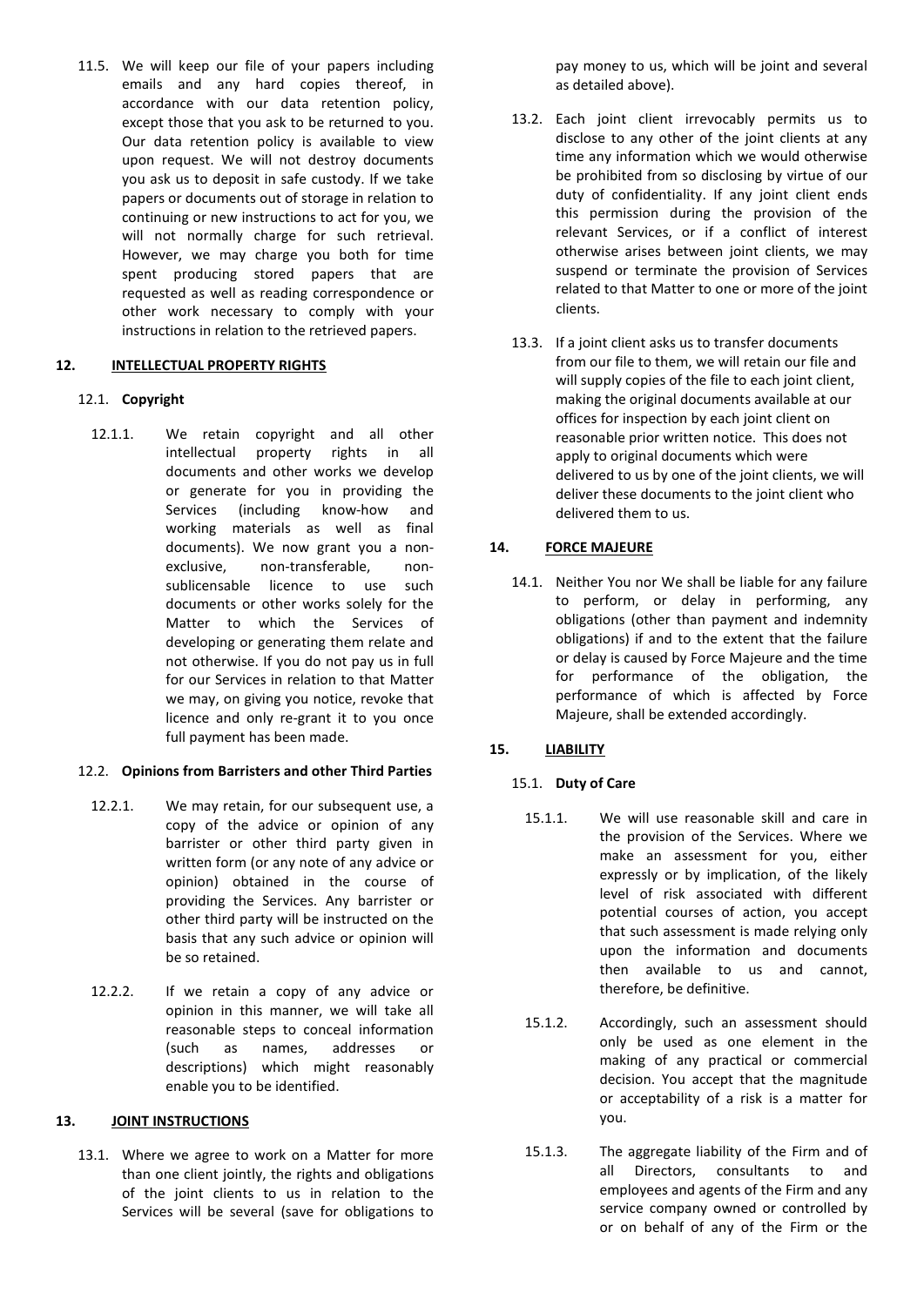11.5. We will keep our file of your papers including emails and any hard copies thereof, in accordance with our data retention policy, except those that you ask to be returned to you. Our data retention policy is available to view upon request. We will not destroy documents you ask us to deposit in safe custody. If we take papers or documents out of storage in relation to continuing or new instructions to act for you, we will not normally charge for such retrieval. However, we may charge you both for time spent producing stored papers that are requested as well as reading correspondence or other work necessary to comply with your instructions in relation to the retrieved papers.

## 12. INTELLECTUAL PROPERTY RIGHTS

### 12.1. Copyright

12.1.1. We retain copyright and all other intellectual property rights in all documents and other works we develop or generate for you in providing the Services (including know-how and working materials as well as final documents). We now grant you a non-exclusive, non-transferable, non-sublicensable licence to use such documents or other works solely for the Matter to which the Services of developing or generating them relate and not otherwise. If you do not pay us in full for our Services in relation to that Matter we may, on giving you notice, revoke that licence and only re-grant it to you once full payment has been made.

### 12.2. Opinions from Barristers and other Third Parties

12.2.1. We may retain, for our subsequent use, a copy of the advice or opinion of any barrister or other third party given in written form (or any note of any advice or opinion) obtained in the course of providing the Services. Any barrister or other third party will be instructed on the basis that any such advice or opinion will be so retained.

12.2.2. If we retain a copy of any advice or opinion in this manner, we will take all reasonable steps to conceal information (such as names, addresses or descriptions) which might reasonably enable you to be identified.

## 13. JOINT INSTRUCTIONS

13.1. Where we agree to work on a Matter for more than one client jointly, the rights and obligations of the joint clients to us in relation to the Services will be several (save for obligations to pay money to us, which will be joint and several as detailed above).

13.2. Each joint client irrevocably permits us to disclose to any other of the joint clients at any time any information which we would otherwise be prohibited from so disclosing by virtue of our duty of confidentiality. If any joint client ends this permission during the provision of the relevant Services, or if a conflict of interest otherwise arises between joint clients, we may suspend or terminate the provision of Services related to that Matter to one or more of the joint clients.

13.3. If a joint client asks us to transfer documents from our file to them, we will retain our file and will supply copies of the file to each joint client, making the original documents available at our offices for inspection by each joint client on reasonable prior written notice. This does not apply to original documents which were delivered to us by one of the joint clients, we will deliver these documents to the joint client who delivered them to us.

## 14. FORCE MAJEURE

14.1. Neither You nor We shall be liable for any failure to perform, or delay in performing, any obligations (other than payment and indemnity obligations) if and to the extent that the failure or delay is caused by Force Majeure and the time for performance of the obligation, the performance of which is affected by Force Majeure, shall be extended accordingly.

## 15. LIABILITY

### 15.1. Duty of Care

15.1.1. We will use reasonable skill and care in the provision of the Services. Where we make an assessment for you, either expressly or by implication, of the likely level of risk associated with different potential courses of action, you accept that such assessment is made relying only upon the information and documents then available to us and cannot, therefore, be definitive.

15.1.2. Accordingly, such an assessment should only be used as one element in the making of any practical or commercial decision. You accept that the magnitude or acceptability of a risk is a matter for you.

15.1.3. The aggregate liability of the Firm and of all Directors, consultants to and employees and agents of the Firm and any service company owned or controlled by or on behalf of any of the Firm or the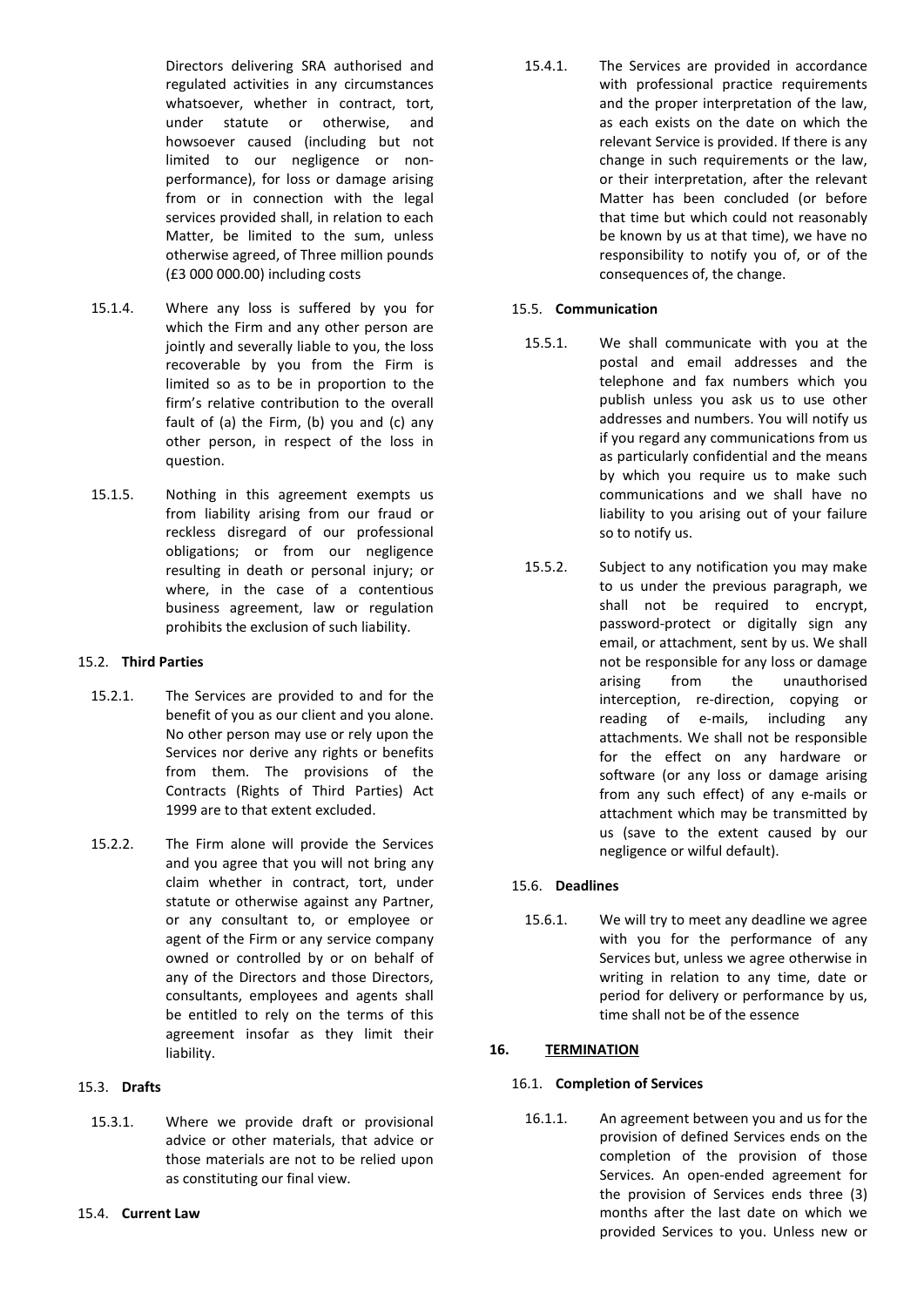Directors delivering SRA authorised and regulated activities in any circumstances whatsoever, whether in contract, tort, under statute or otherwise, and howsoever caused (including but not limited to our negligence or non-performance), for loss or damage arising from or in connection with the legal services provided shall, in relation to each Matter, be limited to the sum, unless otherwise agreed, of Three million pounds (£3 000 000.00) including costs

15.1.4. Where any loss is suffered by you for which the Firm and any other person are jointly and severally liable to you, the loss recoverable by you from the Firm is limited so as to be in proportion to the firm's relative contribution to the overall fault of (a) the Firm, (b) you and (c) any other person, in respect of the loss in question.

15.1.5. Nothing in this agreement exempts us from liability arising from our fraud or reckless disregard of our professional obligations; or from our negligence resulting in death or personal injury; or where, in the case of a contentious business agreement, law or regulation prohibits the exclusion of such liability.

15.2. **Third Parties**

15.2.1. The Services are provided to and for the benefit of you as our client and you alone. No other person may use or rely upon the Services nor derive any rights or benefits from them. The provisions of the Contracts (Rights of Third Parties) Act 1999 are to that extent excluded.

15.2.2. The Firm alone will provide the Services and you agree that you will not bring any claim whether in contract, tort, under statute or otherwise against any Partner, or any consultant to, or employee or agent of the Firm or any service company owned or controlled by or on behalf of any of the Directors and those Directors, consultants, employees and agents shall be entitled to rely on the terms of this agreement insofar as they limit their liability.

15.3. **Drafts**

15.3.1. Where we provide draft or provisional advice or other materials, that advice or those materials are not to be relied upon as constituting our final view.

15.4. **Current Law**

15.4.1. The Services are provided in accordance with professional practice requirements and the proper interpretation of the law, as each exists on the date on which the relevant Service is provided. If there is any change in such requirements or the law, or their interpretation, after the relevant Matter has been concluded (or before that time but which could not reasonably be known by us at that time), we have no responsibility to notify you of, or of the consequences of, the change.

15.5. **Communication**

15.5.1. We shall communicate with you at the postal and email addresses and the telephone and fax numbers which you publish unless you ask us to use other addresses and numbers. You will notify us if you regard any communications from us as particularly confidential and the means by which you require us to make such communications and we shall have no liability to you arising out of your failure so to notify us.

15.5.2. Subject to any notification you may make to us under the previous paragraph, we shall not be required to encrypt, password-protect or digitally sign any email, or attachment, sent by us. We shall not be responsible for any loss or damage arising from the unauthorised interception, re-direction, copying or reading of e-mails, including any attachments. We shall not be responsible for the effect on any hardware or software (or any loss or damage arising from any such effect) of any e-mails or attachment which may be transmitted by us (save to the extent caused by our negligence or wilful default).

15.6. **Deadlines**

15.6.1. We will try to meet any deadline we agree with you for the performance of any Services but, unless we agree otherwise in writing in relation to any time, date or period for delivery or performance by us, time shall not be of the essence

## 16. TERMINATION

16.1. **Completion of Services**

16.1.1. An agreement between you and us for the provision of defined Services ends on the completion of the provision of those Services. An open-ended agreement for the provision of Services ends three (3) months after the last date on which we provided Services to you. Unless new or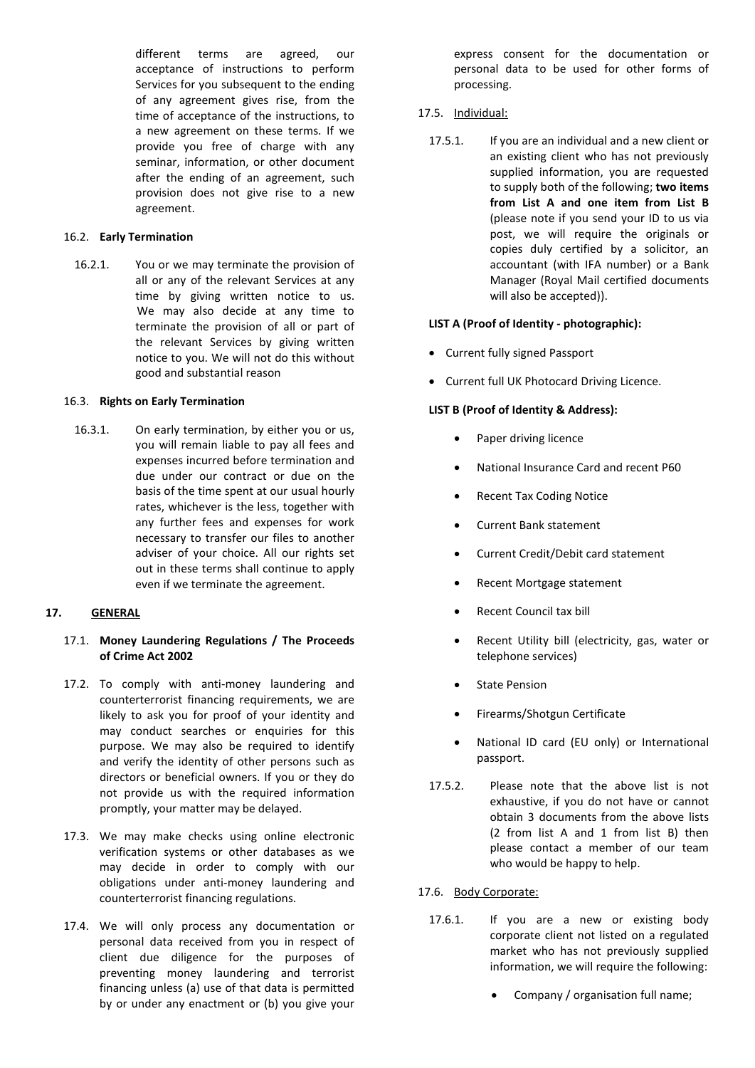different terms are agreed, our acceptance of instructions to perform Services for you subsequent to the ending of any agreement gives rise, from the time of acceptance of the instructions, to a new agreement on these terms. If we provide you free of charge with any seminar, information, or other document after the ending of an agreement, such provision does not give rise to a new agreement.

16.2. **Early Termination**

16.2.1. You or we may terminate the provision of all or any of the relevant Services at any time by giving written notice to us. We may also decide at any time to terminate the provision of all or part of the relevant Services by giving written notice to you. We will not do this without good and substantial reason

16.3. **Rights on Early Termination**

16.3.1. On early termination, by either you or us, you will remain liable to pay all fees and expenses incurred before termination and due under our contract or due on the basis of the time spent at our usual hourly rates, whichever is the less, together with any further fees and expenses for work necessary to transfer our files to another adviser of your choice. All our rights set out in these terms shall continue to apply even if we terminate the agreement.

## 17. GENERAL

17.1. **Money Laundering Regulations / The Proceeds of Crime Act 2002**

17.2. To comply with anti-money laundering and counterterrorist financing requirements, we are likely to ask you for proof of your identity and may conduct searches or enquiries for this purpose. We may also be required to identify and verify the identity of other persons such as directors or beneficial owners. If you or they do not provide us with the required information promptly, your matter may be delayed.

17.3. We may make checks using online electronic verification systems or other databases as we may decide in order to comply with our obligations under anti-money laundering and counterterrorist financing regulations.

17.4. We will only process any documentation or personal data received from you in respect of client due diligence for the purposes of preventing money laundering and terrorist financing unless (a) use of that data is permitted by or under any enactment or (b) you give your express consent for the documentation or personal data to be used for other forms of processing.

17.5. Individual:

17.5.1. If you are an individual and a new client or an existing client who has not previously supplied information, you are requested to supply both of the following; **two items from List A and one item from List B** (please note if you send your ID to us via post, we will require the originals or copies duly certified by a solicitor, an accountant (with IFA number) or a Bank Manager (Royal Mail certified documents will also be accepted)).

**LIST A (Proof of Identity - photographic):**

- Current fully signed Passport
- Current full UK Photocard Driving Licence.

**LIST B (Proof of Identity & Address):**

- Paper driving licence
- National Insurance Card and recent P60
- Recent Tax Coding Notice
- Current Bank statement
- Current Credit/Debit card statement
- Recent Mortgage statement
- Recent Council tax bill
- Recent Utility bill (electricity, gas, water or telephone services)
- State Pension
- Firearms/Shotgun Certificate
- National ID card (EU only) or International passport.

17.5.2. Please note that the above list is not exhaustive, if you do not have or cannot obtain 3 documents from the above lists (2 from list A and 1 from list B) then please contact a member of our team who would be happy to help.

17.6. Body Corporate:

17.6.1. If you are a new or existing body corporate client not listed on a regulated market who has not previously supplied information, we will require the following:

- Company / organisation full name;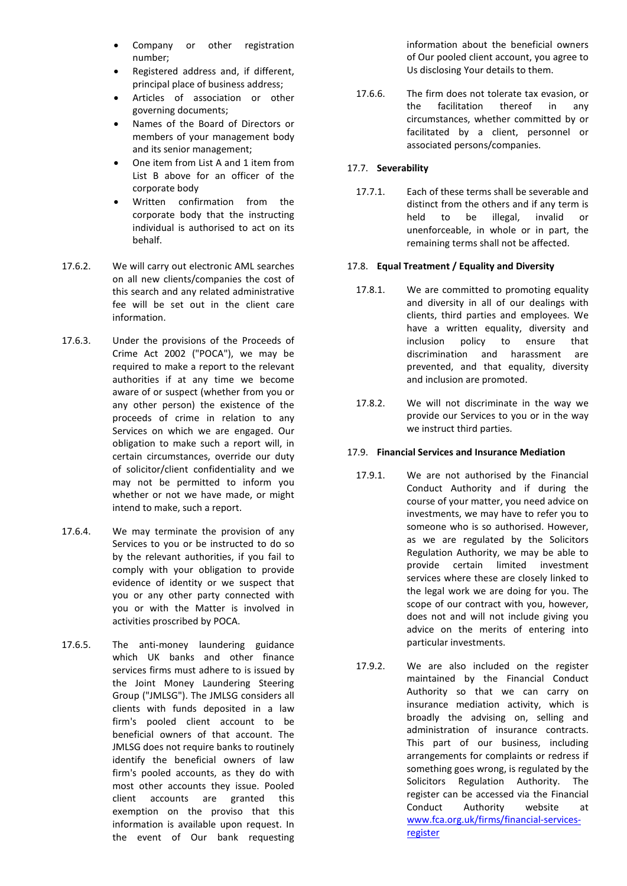- Company or other registration number;
- Registered address and, if different, principal place of business address;
- Articles of association or other governing documents;
- Names of the Board of Directors or members of your management body and its senior management;
- One item from List A and 1 item from List B above for an officer of the corporate body
- Written confirmation from the corporate body that the instructing individual is authorised to act on its behalf.

17.6.2. We will carry out electronic AML searches on all new clients/companies the cost of this search and any related administrative fee will be set out in the client care information.

17.6.3. Under the provisions of the Proceeds of Crime Act 2002 ("POCA"), we may be required to make a report to the relevant authorities if at any time we become aware of or suspect (whether from you or any other person) the existence of the proceeds of crime in relation to any Services on which we are engaged. Our obligation to make such a report will, in certain circumstances, override our duty of solicitor/client confidentiality and we may not be permitted to inform you whether or not we have made, or might intend to make, such a report.

17.6.4. We may terminate the provision of any Services to you or be instructed to do so by the relevant authorities, if you fail to comply with your obligation to provide evidence of identity or we suspect that you or any other party connected with you or with the Matter is involved in activities proscribed by POCA.

17.6.5. The anti-money laundering guidance which UK banks and other finance services firms must adhere to is issued by the Joint Money Laundering Steering Group ("JMLSG"). The JMLSG considers all clients with funds deposited in a law firm's pooled client account to be beneficial owners of that account. The JMLSG does not require banks to routinely identify the beneficial owners of law firm's pooled accounts, as they do with most other accounts they issue. Pooled client accounts are granted this exemption on the proviso that this information is available upon request. In the event of Our bank requesting information about the beneficial owners of Our pooled client account, you agree to Us disclosing Your details to them.

17.6.6. The firm does not tolerate tax evasion, or the facilitation thereof in any circumstances, whether committed by or facilitated by a client, personnel or associated persons/companies.

### 17.7. Severability

17.7.1. Each of these terms shall be severable and distinct from the others and if any term is held to be illegal, invalid or unenforceable, in whole or in part, the remaining terms shall not be affected.

### 17.8. Equal Treatment / Equality and Diversity

17.8.1. We are committed to promoting equality and diversity in all of our dealings with clients, third parties and employees. We have a written equality, diversity and inclusion policy to ensure that discrimination and harassment are prevented, and that equality, diversity and inclusion are promoted.

17.8.2. We will not discriminate in the way we provide our Services to you or in the way we instruct third parties.

### 17.9. Financial Services and Insurance Mediation

17.9.1. We are not authorised by the Financial Conduct Authority and if during the course of your matter, you need advice on investments, we may have to refer you to someone who is so authorised. However, as we are regulated by the Solicitors Regulation Authority, we may be able to provide certain limited investment services where these are closely linked to the legal work we are doing for you. The scope of our contract with you, however, does not and will not include giving you advice on the merits of entering into particular investments.

17.9.2. We are also included on the register maintained by the Financial Conduct Authority so that we can carry on insurance mediation activity, which is broadly the advising on, selling and administration of insurance contracts. This part of our business, including arrangements for complaints or redress if something goes wrong, is regulated by the Solicitors Regulation Authority. The register can be accessed via the Financial Conduct Authority website at [www.fca.org.uk/firms/financial-services-register](www.fca.org.uk/firms/financial-services-register)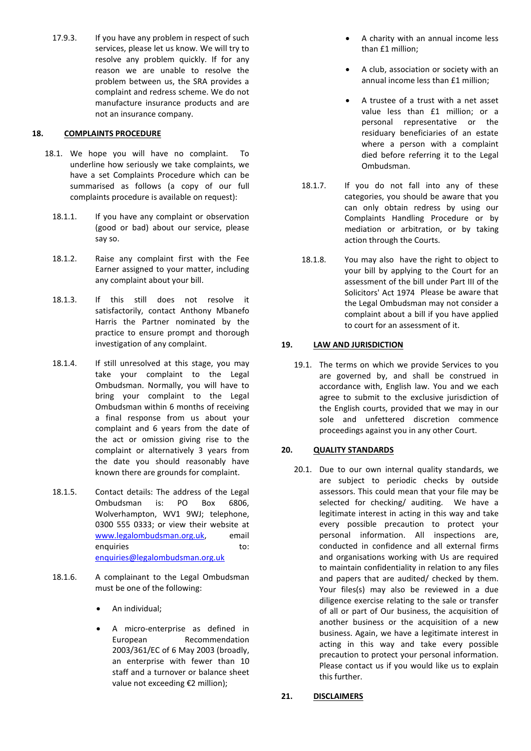17.9.3. If you have any problem in respect of such services, please let us know. We will try to resolve any problem quickly. If for any reason we are unable to resolve the problem between us, the SRA provides a complaint and redress scheme. We do not manufacture insurance products and are not an insurance company.

## 18. COMPLAINTS PROCEDURE

18.1. We hope you will have no complaint. To underline how seriously we take complaints, we have a set Complaints Procedure which can be summarised as follows (a copy of our full complaints procedure is available on request):

18.1.1. If you have any complaint or observation (good or bad) about our service, please say so.

18.1.2. Raise any complaint first with the Fee Earner assigned to your matter, including any complaint about your bill.

18.1.3. If this still does not resolve it satisfactorily, contact Anthony Mbanefo Harris the Partner nominated by the practice to ensure prompt and thorough investigation of any complaint.

18.1.4. If still unresolved at this stage, you may take your complaint to the Legal Ombudsman. Normally, you will have to bring your complaint to the Legal Ombudsman within 6 months of receiving a final response from us about your complaint and 6 years from the date of the act or omission giving rise to the complaint or alternatively 3 years from the date you should reasonably have known there are grounds for complaint.

18.1.5. Contact details: The address of the Legal Ombudsman is: PO Box 6806, Wolverhampton, WV1 9WJ; telephone, 0300 555 0333; or view their website at www.legalombudsman.org.uk, email enquiries to: enquiries@legalombudsman.org.uk

18.1.6. A complainant to the Legal Ombudsman must be one of the following:

- An individual;
- A micro-enterprise as defined in European Recommendation 2003/361/EC of 6 May 2003 (broadly, an enterprise with fewer than 10 staff and a turnover or balance sheet value not exceeding €2 million);
- A charity with an annual income less than £1 million;
- A club, association or society with an annual income less than £1 million;
- A trustee of a trust with a net asset value less than £1 million; or a personal representative or the residuary beneficiaries of an estate where a person with a complaint died before referring it to the Legal Ombudsman.

18.1.7. If you do not fall into any of these categories, you should be aware that you can only obtain redress by using our Complaints Handling Procedure or by mediation or arbitration, or by taking action through the Courts.

18.1.8. You may also have the right to object to your bill by applying to the Court for an assessment of the bill under Part III of the Solicitors' Act 1974 Please be aware that the Legal Ombudsman may not consider a complaint about a bill if you have applied to court for an assessment of it.

## 19. LAW AND JURISDICTION

19.1. The terms on which we provide Services to you are governed by, and shall be construed in accordance with, English law. You and we each agree to submit to the exclusive jurisdiction of the English courts, provided that we may in our sole and unfettered discretion commence proceedings against you in any other Court.

## 20. QUALITY STANDARDS

20.1. Due to our own internal quality standards, we are subject to periodic checks by outside assessors. This could mean that your file may be selected for checking/ auditing. We have a legitimate interest in acting in this way and take every possible precaution to protect your personal information. All inspections are, conducted in confidence and all external firms and organisations working with Us are required to maintain confidentiality in relation to any files and papers that are audited/ checked by them. Your files(s) may also be reviewed in a due diligence exercise relating to the sale or transfer of all or part of Our business, the acquisition of another business or the acquisition of a new business. Again, we have a legitimate interest in acting in this way and take every possible precaution to protect your personal information. Please contact us if you would like us to explain this further.

## 21. DISCLAIMERS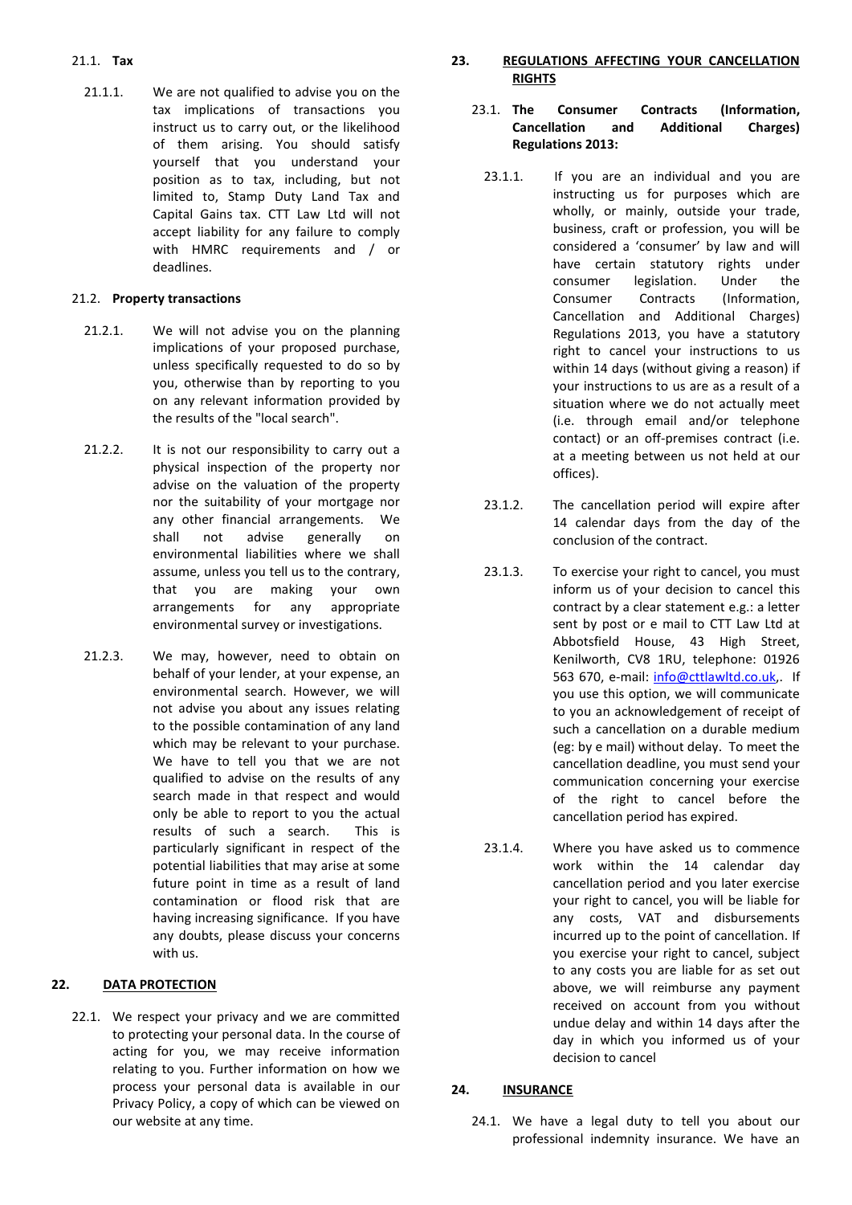21.1. **Tax**

21.1.1. We are not qualified to advise you on the tax implications of transactions you instruct us to carry out, or the likelihood of them arising. You should satisfy yourself that you understand your position as to tax, including, but not limited to, Stamp Duty Land Tax and Capital Gains tax. CTT Law Ltd will not accept liability for any failure to comply with HMRC requirements and / or deadlines.

21.2. **Property transactions**

21.2.1. We will not advise you on the planning implications of your proposed purchase, unless specifically requested to do so by you, otherwise than by reporting to you on any relevant information provided by the results of the "local search".

21.2.2. It is not our responsibility to carry out a physical inspection of the property nor advise on the valuation of the property nor the suitability of your mortgage nor any other financial arrangements. We shall not advise generally on environmental liabilities where we shall assume, unless you tell us to the contrary, that you are making your own arrangements for any appropriate environmental survey or investigations.

21.2.3. We may, however, need to obtain on behalf of your lender, at your expense, an environmental search. However, we will not advise you about any issues relating to the possible contamination of any land which may be relevant to your purchase. We have to tell you that we are not qualified to advise on the results of any search made in that respect and would only be able to report to you the actual results of such a search. This is particularly significant in respect of the potential liabilities that may arise at some future point in time as a result of land contamination or flood risk that are having increasing significance. If you have any doubts, please discuss your concerns with us.

## 22. <u>DATA PROTECTION</u>

22.1. We respect your privacy and we are committed to protecting your personal data. In the course of acting for you, we may receive information relating to you. Further information on how we process your personal data is available in our Privacy Policy, a copy of which can be viewed on our website at any time.

## 23. <u>REGULATIONS AFFECTING YOUR CANCELLATION RIGHTS</u>

23.1. **The Consumer Contracts (Information, Cancellation and Additional Charges) Regulations 2013:**

23.1.1. If you are an individual and you are instructing us for purposes which are wholly, or mainly, outside your trade, business, craft or profession, you will be considered a 'consumer' by law and will have certain statutory rights under consumer legislation. Under the Consumer Contracts (Information, Cancellation and Additional Charges) Regulations 2013, you have a statutory right to cancel your instructions to us within 14 days (without giving a reason) if your instructions to us are as a result of a situation where we do not actually meet (i.e. through email and/or telephone contact) or an off-premises contract (i.e. at a meeting between us not held at our offices).

23.1.2. The cancellation period will expire after 14 calendar days from the day of the conclusion of the contract.

23.1.3. To exercise your right to cancel, you must inform us of your decision to cancel this contract by a clear statement e.g.: a letter sent by post or e mail to CTT Law Ltd at Abbotsfield House, 43 High Street, Kenilworth, CV8 1RU, telephone: 01926 563 670, e-mail: info@cttlawltd.co.uk,. If you use this option, we will communicate to you an acknowledgement of receipt of such a cancellation on a durable medium (eg: by e mail) without delay. To meet the cancellation deadline, you must send your communication concerning your exercise of the right to cancel before the cancellation period has expired.

23.1.4. Where you have asked us to commence work within the 14 calendar day cancellation period and you later exercise your right to cancel, you will be liable for any costs, VAT and disbursements incurred up to the point of cancellation. If you exercise your right to cancel, subject to any costs you are liable for as set out above, we will reimburse any payment received on account from you without undue delay and within 14 days after the day in which you informed us of your decision to cancel

## 24. <u>INSURANCE</u>

24.1. We have a legal duty to tell you about our professional indemnity insurance. We have an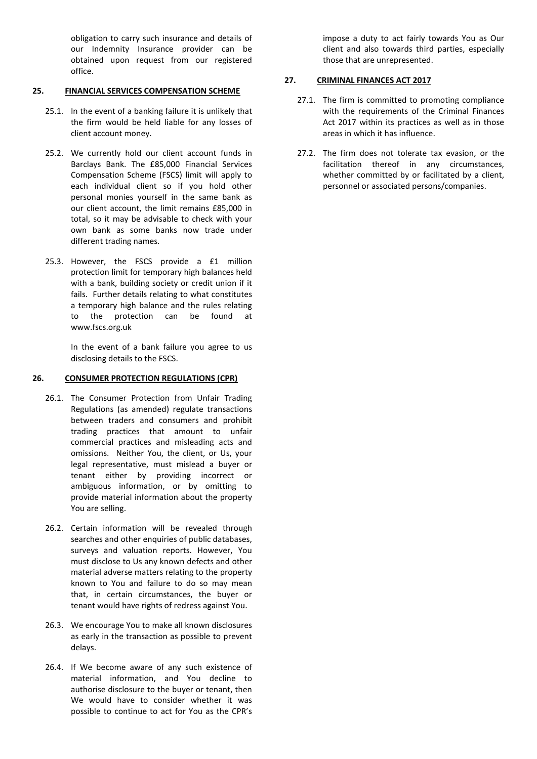obligation to carry such insurance and details of our Indemnity Insurance provider can be obtained upon request from our registered office.

## 25. FINANCIAL SERVICES COMPENSATION SCHEME

25.1. In the event of a banking failure it is unlikely that the firm would be held liable for any losses of client account money.

25.2. We currently hold our client account funds in Barclays Bank. The £85,000 Financial Services Compensation Scheme (FSCS) limit will apply to each individual client so if you hold other personal monies yourself in the same bank as our client account, the limit remains £85,000 in total, so it may be advisable to check with your own bank as some banks now trade under different trading names.

25.3. However, the FSCS provide a £1 million protection limit for temporary high balances held with a bank, building society or credit union if it fails. Further details relating to what constitutes a temporary high balance and the rules relating to the protection can be found at www.fscs.org.uk

In the event of a bank failure you agree to us disclosing details to the FSCS.

## 26. CONSUMER PROTECTION REGULATIONS (CPR)

26.1. The Consumer Protection from Unfair Trading Regulations (as amended) regulate transactions between traders and consumers and prohibit trading practices that amount to unfair commercial practices and misleading acts and omissions. Neither You, the client, or Us, your legal representative, must mislead a buyer or tenant either by providing incorrect or ambiguous information, or by omitting to provide material information about the property You are selling.

26.2. Certain information will be revealed through searches and other enquiries of public databases, surveys and valuation reports. However, You must disclose to Us any known defects and other material adverse matters relating to the property known to You and failure to do so may mean that, in certain circumstances, the buyer or tenant would have rights of redress against You.

26.3. We encourage You to make all known disclosures as early in the transaction as possible to prevent delays.

26.4. If We become aware of any such existence of material information, and You decline to authorise disclosure to the buyer or tenant, then We would have to consider whether it was possible to continue to act for You as the CPR's impose a duty to act fairly towards You as Our client and also towards third parties, especially those that are unrepresented.

## 27. CRIMINAL FINANCES ACT 2017

27.1. The firm is committed to promoting compliance with the requirements of the Criminal Finances Act 2017 within its practices as well as in those areas in which it has influence.

27.2. The firm does not tolerate tax evasion, or the facilitation thereof in any circumstances, whether committed by or facilitated by a client, personnel or associated persons/companies.